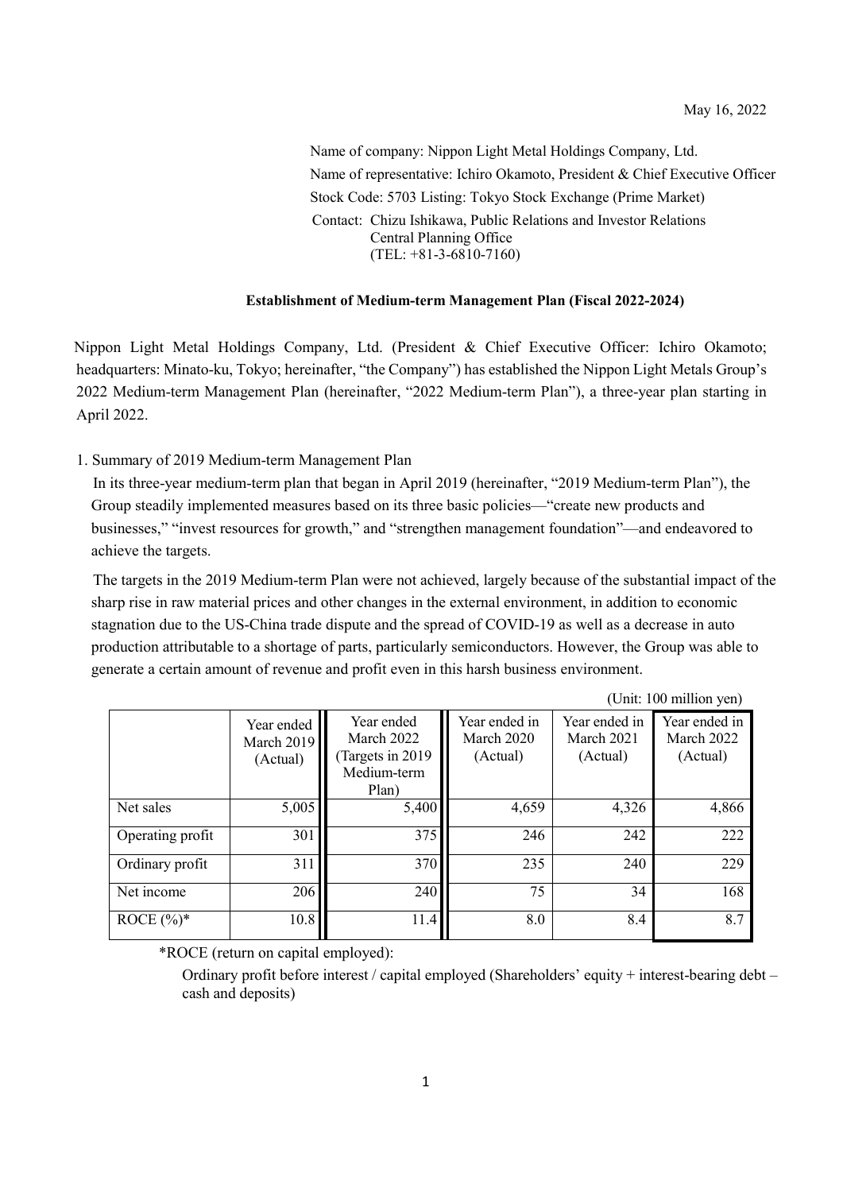May 16, 2022

Name of company: Nippon Light Metal Holdings Company, Ltd.
Name of representative: Ichiro Okamoto, President & Chief Executive Officer
Stock Code: 5703 Listing: Tokyo Stock Exchange (Prime Market)
Contact: Chizu Ishikawa, Public Relations and Investor Relations
Central Planning Office
(TEL: +81-3-6810-7160)

**Establishment of Medium-term Management Plan (Fiscal 2022-2024)**

Nippon Light Metal Holdings Company, Ltd. (President & Chief Executive Officer: Ichiro Okamoto; headquarters: Minato-ku, Tokyo; hereinafter, "the Company") has established the Nippon Light Metals Group's 2022 Medium-term Management Plan (hereinafter, "2022 Medium-term Plan"), a three-year plan starting in April 2022.

1. Summary of 2019 Medium-term Management Plan

In its three-year medium-term plan that began in April 2019 (hereinafter, "2019 Medium-term Plan"), the Group steadily implemented measures based on its three basic policies—"create new products and businesses," "invest resources for growth," and "strengthen management foundation"—and endeavored to achieve the targets.

The targets in the 2019 Medium-term Plan were not achieved, largely because of the substantial impact of the sharp rise in raw material prices and other changes in the external environment, in addition to economic stagnation due to the US-China trade dispute and the spread of COVID-19 as well as a decrease in auto production attributable to a shortage of parts, particularly semiconductors. However, the Group was able to generate a certain amount of revenue and profit even in this harsh business environment.

(Unit: 100 million yen)

| | Year ended March 2019 (Actual) | Year ended March 2022 (Targets in 2019 Medium-term Plan) | Year ended in March 2020 (Actual) | Year ended in March 2021 (Actual) | Year ended in March 2022 (Actual) |
|---|---|---|---|---|---|
| Net sales | 5,005 | 5,400 | 4,659 | 4,326 | 4,866 |
| Operating profit | 301 | 375 | 246 | 242 | 222 |
| Ordinary profit | 311 | 370 | 235 | 240 | 229 |
| Net income | 206 | 240 | 75 | 34 | 168 |
| ROCE (%)* | 10.8 | 11.4 | 8.0 | 8.4 | 8.7 |

*ROCE (return on capital employed):
Ordinary profit before interest / capital employed (Shareholders' equity + interest-bearing debt – cash and deposits)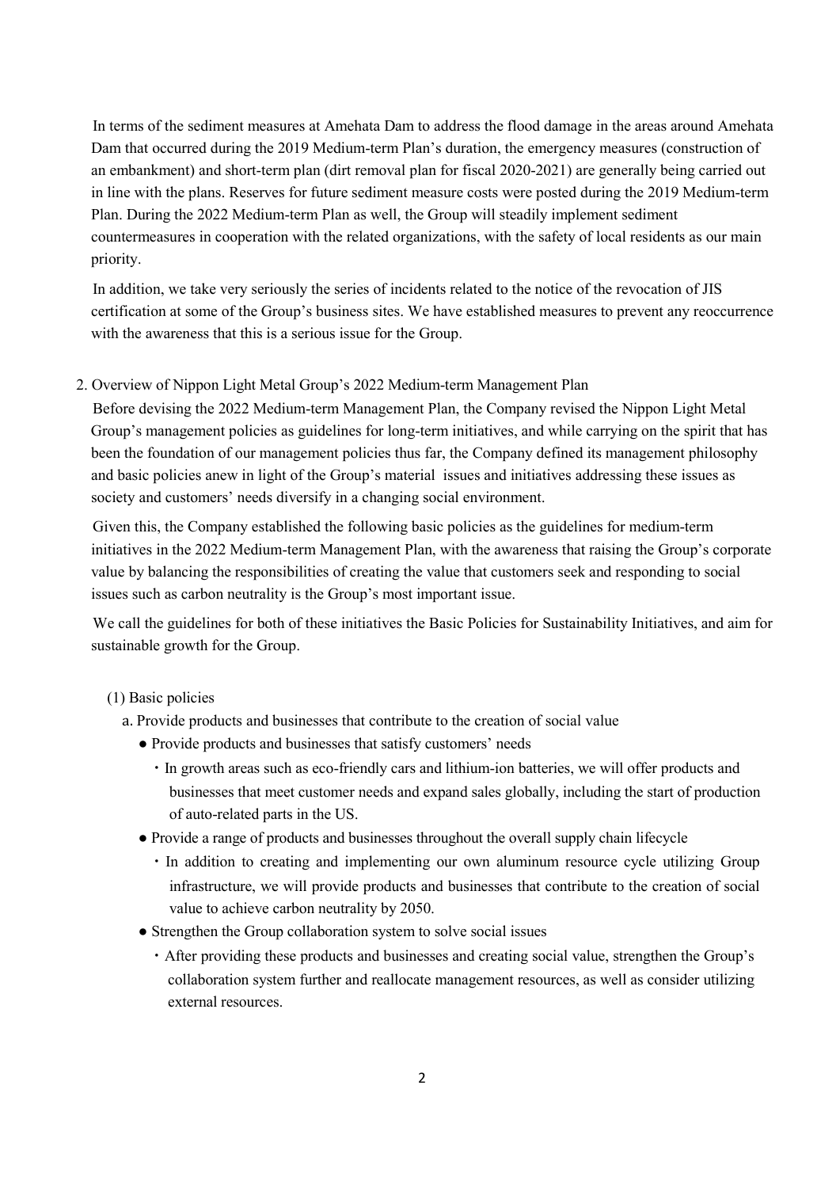In terms of the sediment measures at Amehata Dam to address the flood damage in the areas around Amehata Dam that occurred during the 2019 Medium-term Plan's duration, the emergency measures (construction of an embankment) and short-term plan (dirt removal plan for fiscal 2020-2021) are generally being carried out in line with the plans. Reserves for future sediment measure costs were posted during the 2019 Medium-term Plan. During the 2022 Medium-term Plan as well, the Group will steadily implement sediment countermeasures in cooperation with the related organizations, with the safety of local residents as our main priority.

In addition, we take very seriously the series of incidents related to the notice of the revocation of JIS certification at some of the Group's business sites. We have established measures to prevent any reoccurrence with the awareness that this is a serious issue for the Group.

## 2. Overview of Nippon Light Metal Group's 2022 Medium-term Management Plan

Before devising the 2022 Medium-term Management Plan, the Company revised the Nippon Light Metal Group's management policies as guidelines for long-term initiatives, and while carrying on the spirit that has been the foundation of our management policies thus far, the Company defined its management philosophy and basic policies anew in light of the Group's material issues and initiatives addressing these issues as society and customers' needs diversify in a changing social environment.

Given this, the Company established the following basic policies as the guidelines for medium-term initiatives in the 2022 Medium-term Management Plan, with the awareness that raising the Group's corporate value by balancing the responsibilities of creating the value that customers seek and responding to social issues such as carbon neutrality is the Group's most important issue.

We call the guidelines for both of these initiatives the Basic Policies for Sustainability Initiatives, and aim for sustainable growth for the Group.

### (1) Basic policies

a. Provide products and businesses that contribute to the creation of social value

- Provide products and businesses that satisfy customers' needs
  - In growth areas such as eco-friendly cars and lithium-ion batteries, we will offer products and businesses that meet customer needs and expand sales globally, including the start of production of auto-related parts in the US.
- Provide a range of products and businesses throughout the overall supply chain lifecycle
  - In addition to creating and implementing our own aluminum resource cycle utilizing Group infrastructure, we will provide products and businesses that contribute to the creation of social value to achieve carbon neutrality by 2050.
- Strengthen the Group collaboration system to solve social issues
  - After providing these products and businesses and creating social value, strengthen the Group's collaboration system further and reallocate management resources, as well as consider utilizing external resources.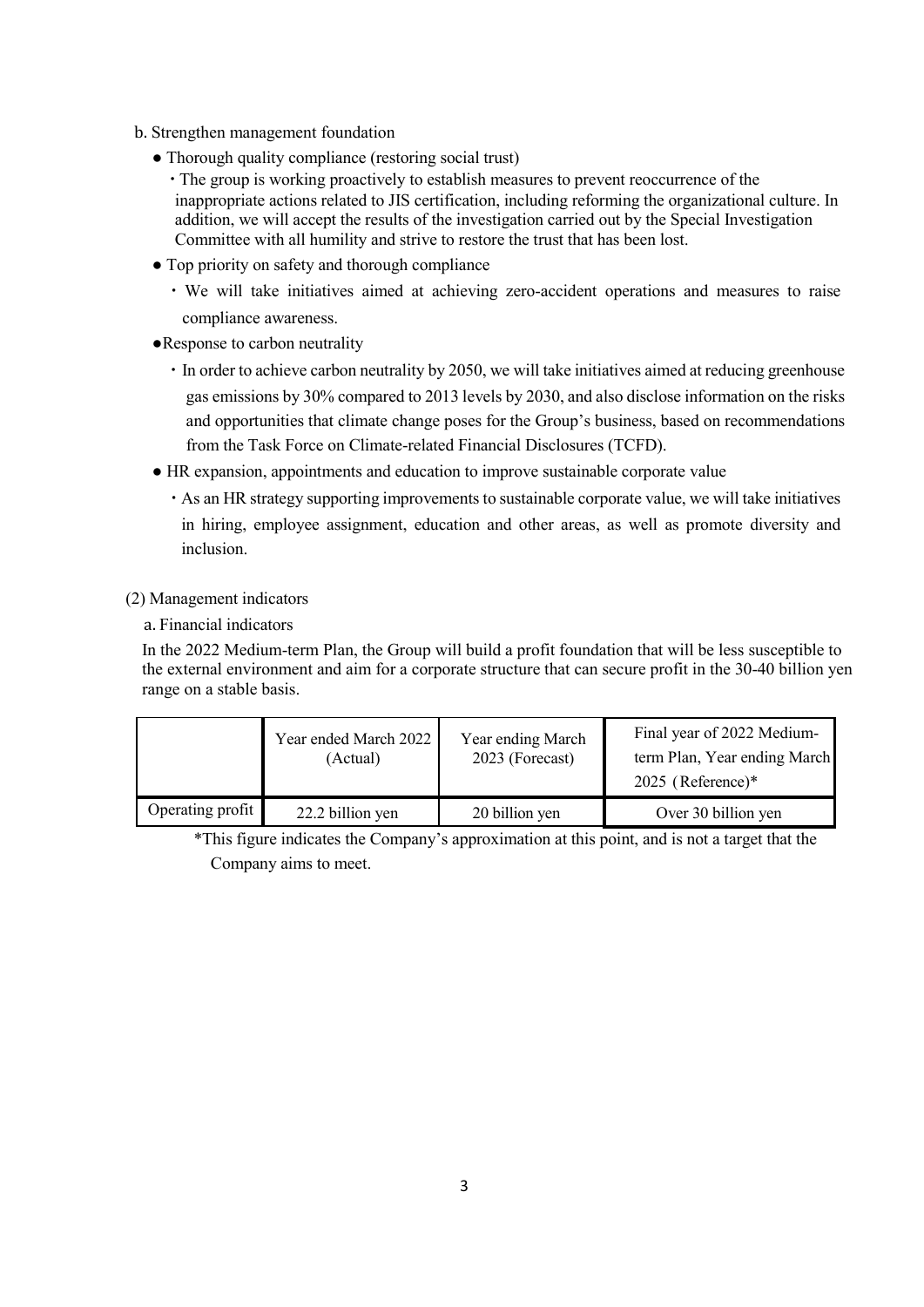b. Strengthen management foundation

- Thorough quality compliance (restoring social trust)
  - The group is working proactively to establish measures to prevent reoccurrence of the inappropriate actions related to JIS certification, including reforming the organizational culture. In addition, we will accept the results of the investigation carried out by the Special Investigation Committee with all humility and strive to restore the trust that has been lost.
- Top priority on safety and thorough compliance
  - We will take initiatives aimed at achieving zero-accident operations and measures to raise compliance awareness.
- Response to carbon neutrality
  - In order to achieve carbon neutrality by 2050, we will take initiatives aimed at reducing greenhouse gas emissions by 30% compared to 2013 levels by 2030, and also disclose information on the risks and opportunities that climate change poses for the Group's business, based on recommendations from the Task Force on Climate-related Financial Disclosures (TCFD).
- HR expansion, appointments and education to improve sustainable corporate value
  - As an HR strategy supporting improvements to sustainable corporate value, we will take initiatives in hiring, employee assignment, education and other areas, as well as promote diversity and inclusion.

(2) Management indicators

a. Financial indicators

In the 2022 Medium-term Plan, the Group will build a profit foundation that will be less susceptible to the external environment and aim for a corporate structure that can secure profit in the 30-40 billion yen range on a stable basis.

| | Year ended March 2022 (Actual) | Year ending March 2023 (Forecast) | Final year of 2022 Medium-term Plan, Year ending March 2025 (Reference)* |
|---|---|---|---|
| Operating profit | 22.2 billion yen | 20 billion yen | Over 30 billion yen |

*This figure indicates the Company's approximation at this point, and is not a target that the Company aims to meet.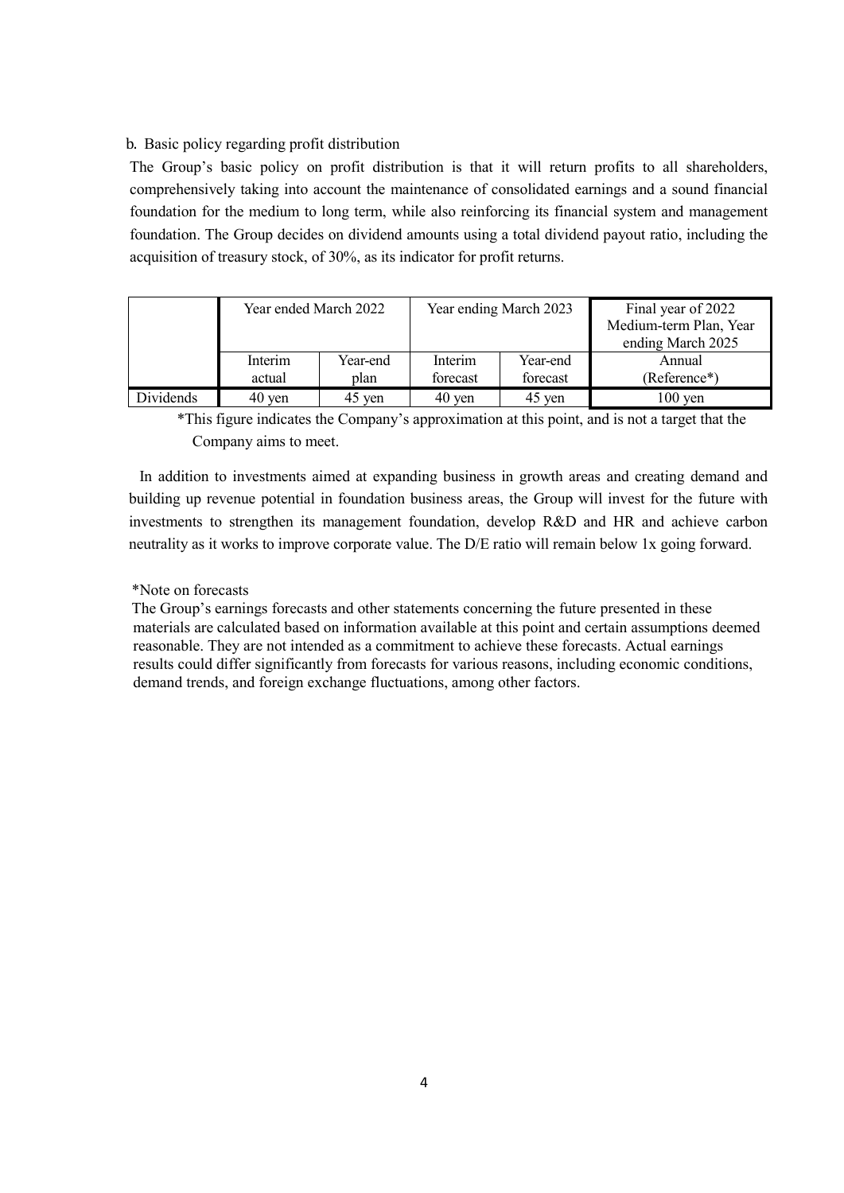b. Basic policy regarding profit distribution

The Group's basic policy on profit distribution is that it will return profits to all shareholders, comprehensively taking into account the maintenance of consolidated earnings and a sound financial foundation for the medium to long term, while also reinforcing its financial system and management foundation. The Group decides on dividend amounts using a total dividend payout ratio, including the acquisition of treasury stock, of 30%, as its indicator for profit returns.

| | Year ended March 2022 | | Year ending March 2023 | | Final year of 2022 Medium-term Plan, Year ending March 2025 |
|---|---|---|---|---|---|
| | Interim actual | Year-end plan | Interim forecast | Year-end forecast | Annual (Reference*) |
| Dividends | 40 yen | 45 yen | 40 yen | 45 yen | 100 yen |

*This figure indicates the Company's approximation at this point, and is not a target that the Company aims to meet.

In addition to investments aimed at expanding business in growth areas and creating demand and building up revenue potential in foundation business areas, the Group will invest for the future with investments to strengthen its management foundation, develop R&D and HR and achieve carbon neutrality as it works to improve corporate value. The D/E ratio will remain below 1x going forward.

*Note on forecasts

The Group's earnings forecasts and other statements concerning the future presented in these materials are calculated based on information available at this point and certain assumptions deemed reasonable. They are not intended as a commitment to achieve these forecasts. Actual earnings results could differ significantly from forecasts for various reasons, including economic conditions, demand trends, and foreign exchange fluctuations, among other factors.